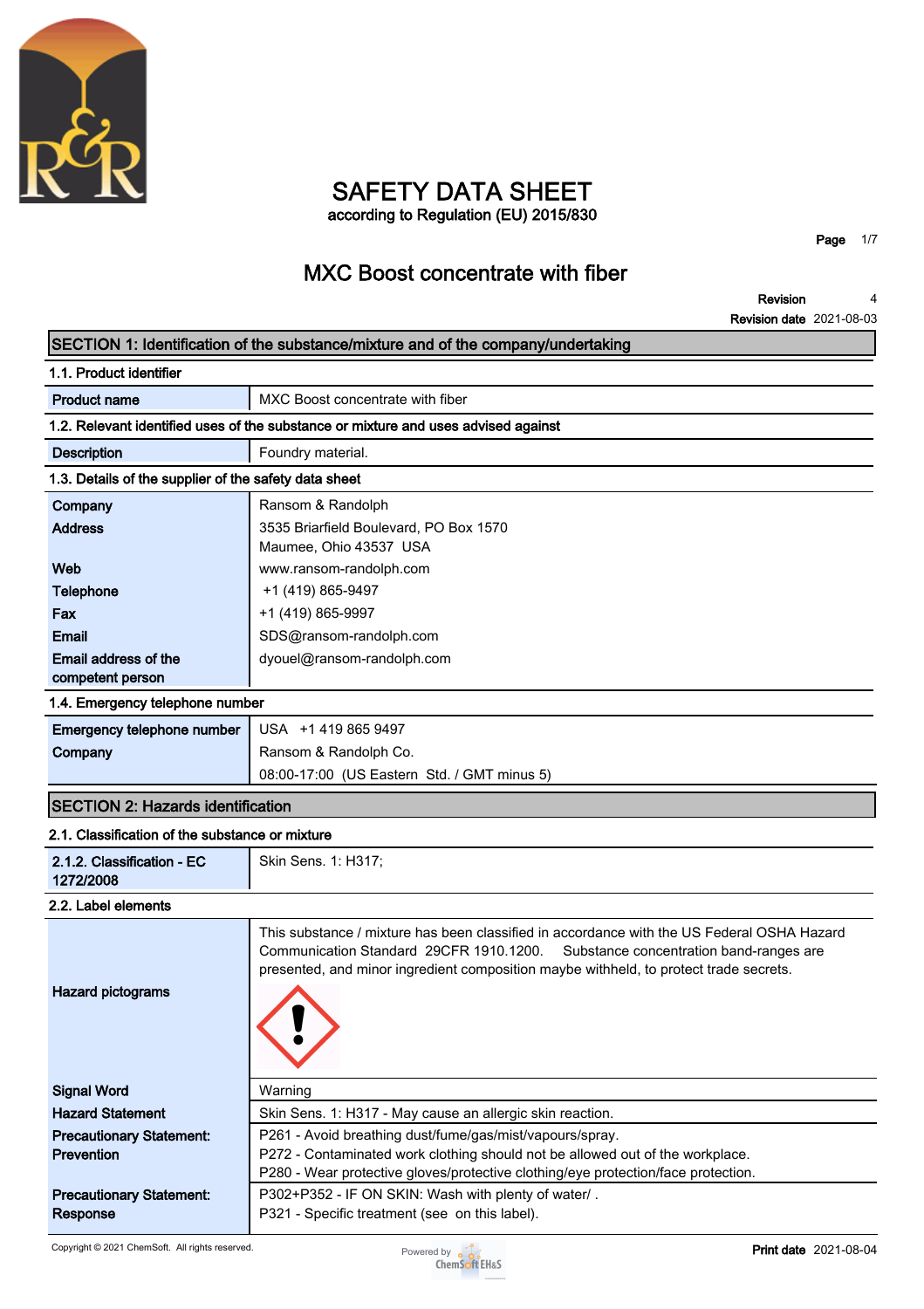# SAFETY DATA SHEET

according to Regulation (EU) 2015/830

## MXC Boost concentrate with fiber

**Revision** 4
**Revision date** 2021-08-03

## SECTION 1: Identification of the substance/mixture and of the company/undertaking

### 1.1. Product identifier

| | |
|---|---|
| **Product name** | MXC Boost concentrate with fiber |

### 1.2. Relevant identified uses of the substance or mixture and uses advised against

| | |
|---|---|
| **Description** | Foundry material. |

### 1.3. Details of the supplier of the safety data sheet

| | |
|---|---|
| **Company** | Ransom & Randolph |
| **Address** | 3535 Briarfield Boulevard, PO Box 1570<br>Maumee, Ohio 43537 USA |
| **Web** | www.ransom-randolph.com |
| **Telephone** | +1 (419) 865-9497 |
| **Fax** | +1 (419) 865-9997 |
| **Email** | SDS@ransom-randolph.com |
| **Email address of the competent person** | dyouel@ransom-randolph.com |

### 1.4. Emergency telephone number

| | |
|---|---|
| **Emergency telephone number** | USA +1 419 865 9497 |
| **Company** | Ransom & Randolph Co.<br>08:00-17:00 (US Eastern Std. / GMT minus 5) |

## SECTION 2: Hazards identification

### 2.1. Classification of the substance or mixture

| | |
|---|---|
| **2.1.2. Classification - EC 1272/2008** | Skin Sens. 1: H317; |

### 2.2. Label elements

| | |
|---|---|
| **Hazard pictograms** | This substance / mixture has been classified in accordance with the US Federal OSHA Hazard Communication Standard 29CFR 1910.1200. Substance concentration band-ranges are presented, and minor ingredient composition maybe withheld, to protect trade secrets. |
| **Signal Word** | Warning |
| **Hazard Statement** | Skin Sens. 1: H317 - May cause an allergic skin reaction. |
| **Precautionary Statement: Prevention** | P261 - Avoid breathing dust/fume/gas/mist/vapours/spray.<br>P272 - Contaminated work clothing should not be allowed out of the workplace.<br>P280 - Wear protective gloves/protective clothing/eye protection/face protection. |
| **Precautionary Statement: Response** | P302+P352 - IF ON SKIN: Wash with plenty of water/ .<br>P321 - Specific treatment (see on this label). |

Copyright © 2021 ChemSoft. All rights reserved.

**Print date** 2021-08-04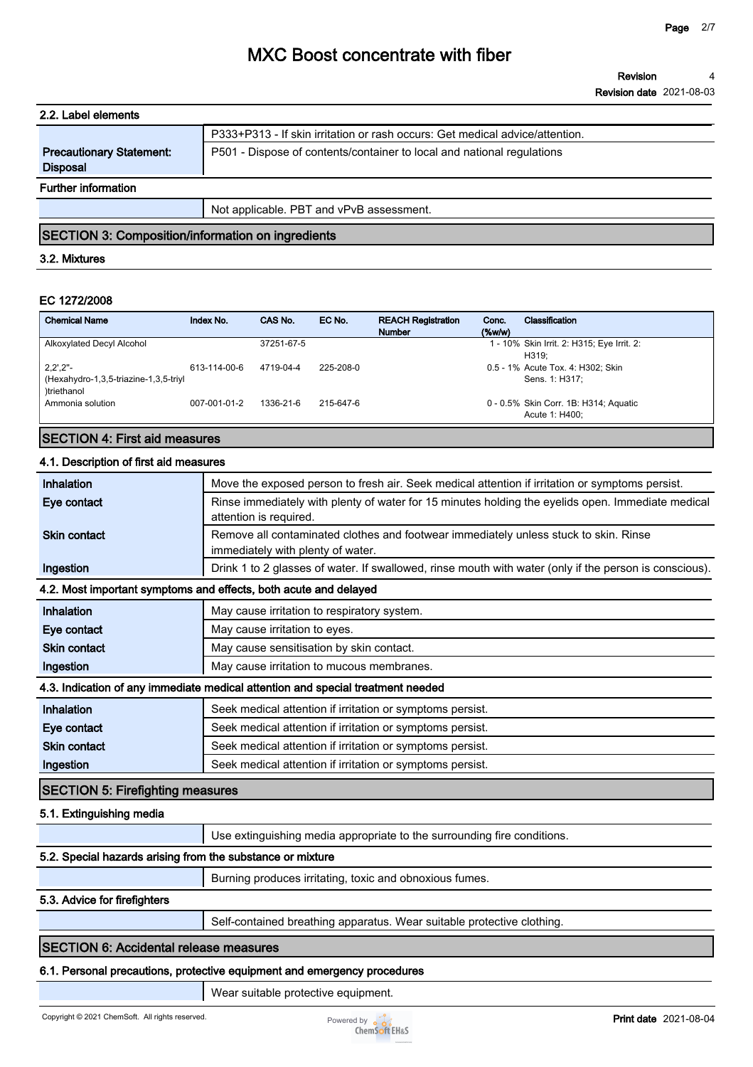### 2.2. Label elements

| | |
|---|---|
| | P333+P313 - If skin irritation or rash occurs: Get medical advice/attention. |
| **Precautionary Statement: Disposal** | P501 - Dispose of contents/container to local and national regulations |

**Further information**

| | |
|---|---|
| | Not applicable. PBT and vPvB assessment. |

## SECTION 3: Composition/information on ingredients

### 3.2. Mixtures

**EC 1272/2008**

| Chemical Name | Index No. | CAS No. | EC No. | REACH Registration Number | Conc. (%w/w) | Classification |
|---|---|---|---|---|---|---|
| Alkoxylated Decyl Alcohol | | 37251-67-5 | | | 1 - 10% | Skin Irrit. 2: H315; Eye Irrit. 2: H319; |
| 2,2',2"-(Hexahydro-1,3,5-triazine-1,3,5-triyl)triethanol | 613-114-00-6 | 4719-04-4 | 225-208-0 | | 0.5 - 1% | Acute Tox. 4: H302; Skin Sens. 1: H317; |
| Ammonia solution | 007-001-01-2 | 1336-21-6 | 215-647-6 | | 0 - 0.5% | Skin Corr. 1B: H314; Aquatic Acute 1: H400; |

## SECTION 4: First aid measures

### 4.1. Description of first aid measures

| | |
|---|---|
| **Inhalation** | Move the exposed person to fresh air. Seek medical attention if irritation or symptoms persist. |
| **Eye contact** | Rinse immediately with plenty of water for 15 minutes holding the eyelids open. Immediate medical attention is required. |
| **Skin contact** | Remove all contaminated clothes and footwear immediately unless stuck to skin. Rinse immediately with plenty of water. |
| **Ingestion** | Drink 1 to 2 glasses of water. If swallowed, rinse mouth with water (only if the person is conscious). |

### 4.2. Most important symptoms and effects, both acute and delayed

| | |
|---|---|
| **Inhalation** | May cause irritation to respiratory system. |
| **Eye contact** | May cause irritation to eyes. |
| **Skin contact** | May cause sensitisation by skin contact. |
| **Ingestion** | May cause irritation to mucous membranes. |

### 4.3. Indication of any immediate medical attention and special treatment needed

| | |
|---|---|
| **Inhalation** | Seek medical attention if irritation or symptoms persist. |
| **Eye contact** | Seek medical attention if irritation or symptoms persist. |
| **Skin contact** | Seek medical attention if irritation or symptoms persist. |
| **Ingestion** | Seek medical attention if irritation or symptoms persist. |

## SECTION 5: Firefighting measures

### 5.1. Extinguishing media

| | |
|---|---|
| | Use extinguishing media appropriate to the surrounding fire conditions. |

### 5.2. Special hazards arising from the substance or mixture

| | |
|---|---|
| | Burning produces irritating, toxic and obnoxious fumes. |

### 5.3. Advice for firefighters

| | |
|---|---|
| | Self-contained breathing apparatus. Wear suitable protective clothing. |

## SECTION 6: Accidental release measures

### 6.1. Personal precautions, protective equipment and emergency procedures

| | |
|---|---|
| | Wear suitable protective equipment. |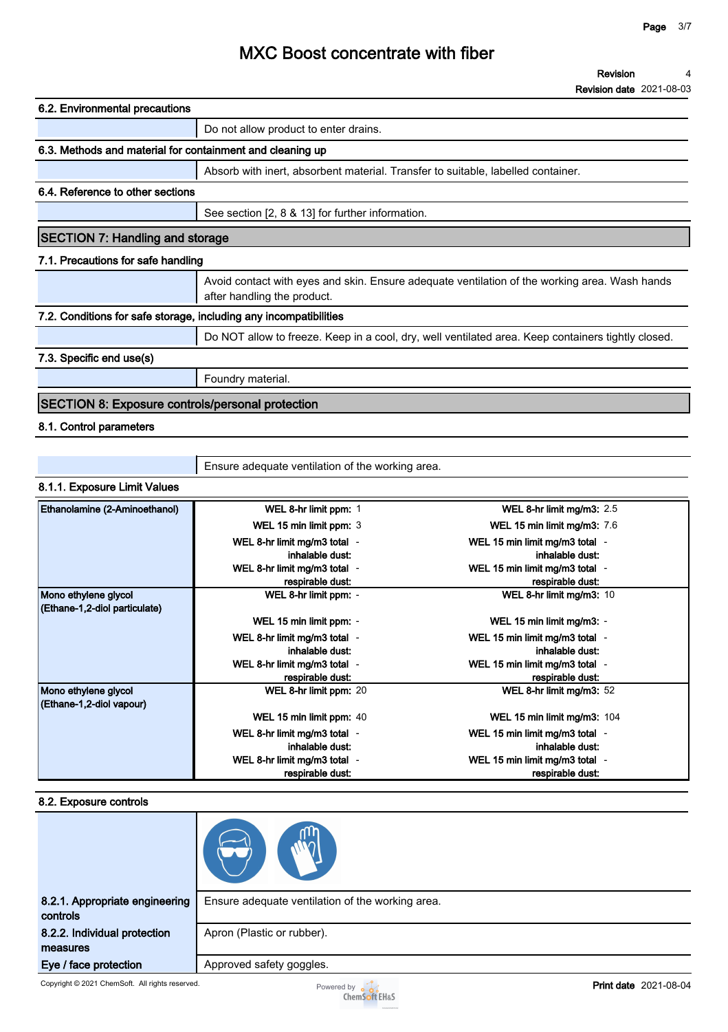# MXC Boost concentrate with fiber

**Revision** 4
**Revision date** 2021-08-03

### 6.2. Environmental precautions

Do not allow product to enter drains.

### 6.3. Methods and material for containment and cleaning up

Absorb with inert, absorbent material. Transfer to suitable, labelled container.

### 6.4. Reference to other sections

See section [2, 8 & 13] for further information.

## SECTION 7: Handling and storage

### 7.1. Precautions for safe handling

Avoid contact with eyes and skin. Ensure adequate ventilation of the working area. Wash hands after handling the product.

### 7.2. Conditions for safe storage, including any incompatibilities

Do NOT allow to freeze. Keep in a cool, dry, well ventilated area. Keep containers tightly closed.

### 7.3. Specific end use(s)

Foundry material.

## SECTION 8: Exposure controls/personal protection

### 8.1. Control parameters

Ensure adequate ventilation of the working area.

### 8.1.1. Exposure Limit Values

| Substance | Limit | Value | Limit | Value |
|---|---|---|---|---|
| **Ethanolamine (2-Aminoethanol)** | **WEL 8-hr limit ppm:** | 1 | **WEL 8-hr limit mg/m3:** | 2.5 |
| | **WEL 15 min limit ppm:** | 3 | **WEL 15 min limit mg/m3:** | 7.6 |
| | **WEL 8-hr limit mg/m3 total inhalable dust:** | - | **WEL 15 min limit mg/m3 total inhalable dust:** | - |
| | **WEL 8-hr limit mg/m3 total respirable dust:** | - | **WEL 15 min limit mg/m3 total respirable dust:** | - |
| **Mono ethylene glycol (Ethane-1,2-diol particulate)** | **WEL 8-hr limit ppm:** | - | **WEL 8-hr limit mg/m3:** | 10 |
| | **WEL 15 min limit ppm:** | - | **WEL 15 min limit mg/m3:** | - |
| | **WEL 8-hr limit mg/m3 total inhalable dust:** | - | **WEL 15 min limit mg/m3 total inhalable dust:** | - |
| | **WEL 8-hr limit mg/m3 total respirable dust:** | - | **WEL 15 min limit mg/m3 total respirable dust:** | - |
| **Mono ethylene glycol (Ethane-1,2-diol vapour)** | **WEL 8-hr limit ppm:** | 20 | **WEL 8-hr limit mg/m3:** | 52 |
| | **WEL 15 min limit ppm:** | 40 | **WEL 15 min limit mg/m3:** | 104 |
| | **WEL 8-hr limit mg/m3 total inhalable dust:** | - | **WEL 15 min limit mg/m3 total inhalable dust:** | - |
| | **WEL 8-hr limit mg/m3 total respirable dust:** | - | **WEL 15 min limit mg/m3 total respirable dust:** | - |

### 8.2. Exposure controls

**8.2.1. Appropriate engineering controls**
Ensure adequate ventilation of the working area.

**8.2.2. Individual protection measures**
Apron (Plastic or rubber).

**Eye / face protection**
Approved safety goggles.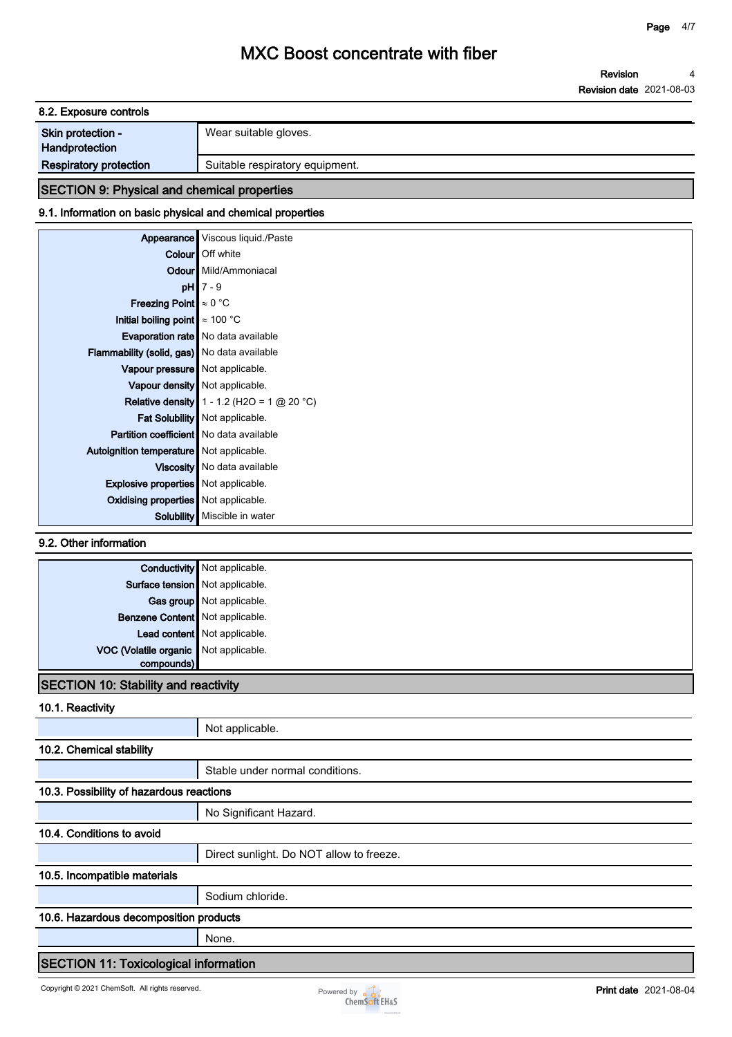## 8.2. Exposure controls

| | |
|---|---|
| **Skin protection - Handprotection** | Wear suitable gloves. |
| **Respiratory protection** | Suitable respiratory equipment. |

## SECTION 9: Physical and chemical properties

### 9.1. Information on basic physical and chemical properties

| | |
|---|---|
| **Appearance** | Viscous liquid./Paste |
| **Colour** | Off white |
| **Odour** | Mild/Ammoniacal |
| **pH** | 7 - 9 |
| **Freezing Point** | ≈ 0 °C |
| **Initial boiling point** | ≈ 100 °C |
| **Evaporation rate** | No data available |
| **Flammability (solid, gas)** | No data available |
| **Vapour pressure** | Not applicable. |
| **Vapour density** | Not applicable. |
| **Relative density** | 1 - 1.2 ($H_2O$ = 1 @ 20 °C) |
| **Fat Solubility** | Not applicable. |
| **Partition coefficient** | No data available |
| **Autoignition temperature** | Not applicable. |
| **Viscosity** | No data available |
| **Explosive properties** | Not applicable. |
| **Oxidising properties** | Not applicable. |
| **Solubility** | Miscible in water |

### 9.2. Other information

| | |
|---|---|
| **Conductivity** | Not applicable. |
| **Surface tension** | Not applicable. |
| **Gas group** | Not applicable. |
| **Benzene Content** | Not applicable. |
| **Lead content** | Not applicable. |
| **VOC (Volatile organic compounds)** | Not applicable. |

## SECTION 10: Stability and reactivity

### 10.1. Reactivity

Not applicable.

### 10.2. Chemical stability

Stable under normal conditions.

### 10.3. Possibility of hazardous reactions

No Significant Hazard.

### 10.4. Conditions to avoid

Direct sunlight. Do NOT allow to freeze.

### 10.5. Incompatible materials

Sodium chloride.

### 10.6. Hazardous decomposition products

None.

## SECTION 11: Toxicological information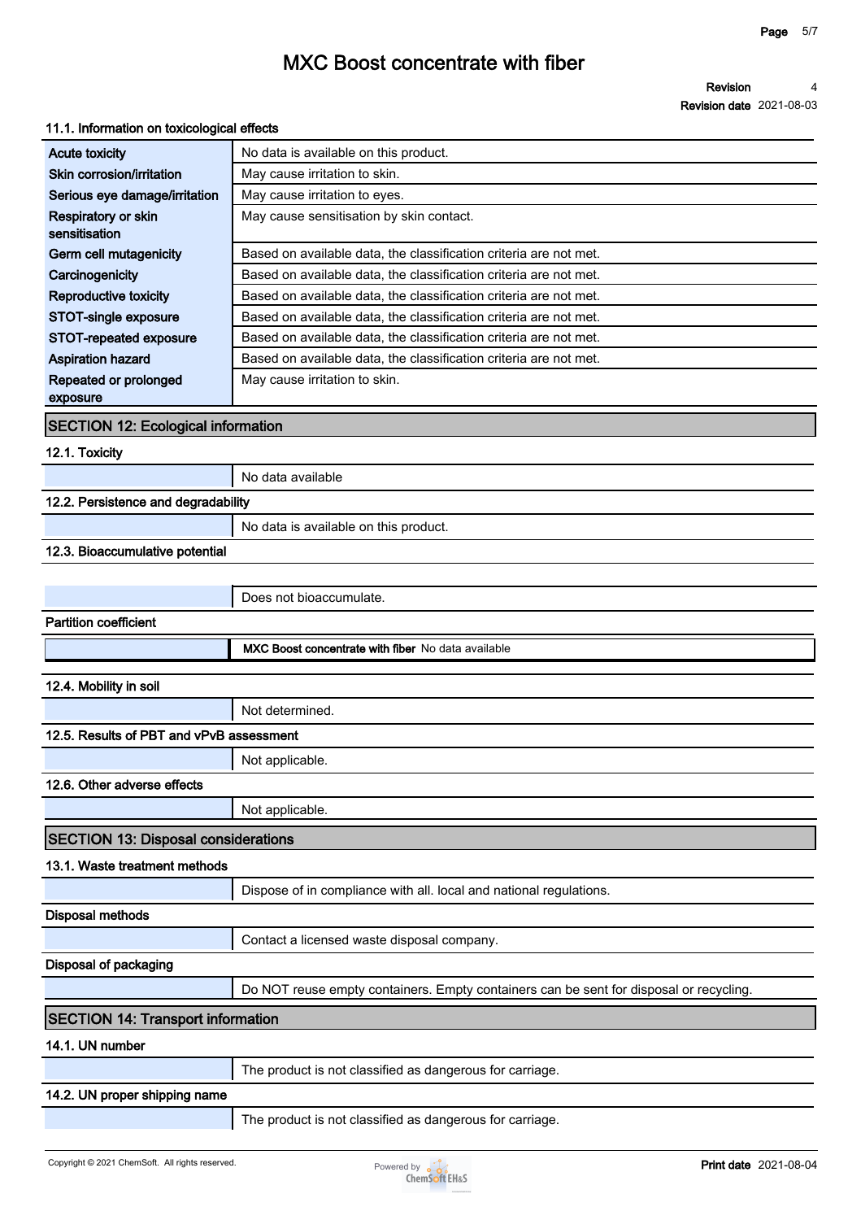### 11.1. Information on toxicological effects

| | |
|---|---|
| Acute toxicity | No data is available on this product. |
| Skin corrosion/irritation | May cause irritation to skin. |
| Serious eye damage/irritation | May cause irritation to eyes. |
| Respiratory or skin sensitisation | May cause sensitisation by skin contact. |
| Germ cell mutagenicity | Based on available data, the classification criteria are not met. |
| Carcinogenicity | Based on available data, the classification criteria are not met. |
| Reproductive toxicity | Based on available data, the classification criteria are not met. |
| STOT-single exposure | Based on available data, the classification criteria are not met. |
| STOT-repeated exposure | Based on available data, the classification criteria are not met. |
| Aspiration hazard | Based on available data, the classification criteria are not met. |
| Repeated or prolonged exposure | May cause irritation to skin. |

## SECTION 12: Ecological information

### 12.1. Toxicity

No data available

### 12.2. Persistence and degradability

No data is available on this product.

### 12.3. Bioaccumulative potential

Does not bioaccumulate.

**Partition coefficient**

| | |
|---|---|
| **MXC Boost concentrate with fiber** | No data available |

### 12.4. Mobility in soil

Not determined.

### 12.5. Results of PBT and vPvB assessment

Not applicable.

### 12.6. Other adverse effects

Not applicable.

## SECTION 13: Disposal considerations

### 13.1. Waste treatment methods

Dispose of in compliance with all. local and national regulations.

**Disposal methods**

Contact a licensed waste disposal company.

**Disposal of packaging**

Do NOT reuse empty containers. Empty containers can be sent for disposal or recycling.

## SECTION 14: Transport information

### 14.1. UN number

The product is not classified as dangerous for carriage.

### 14.2. UN proper shipping name

The product is not classified as dangerous for carriage.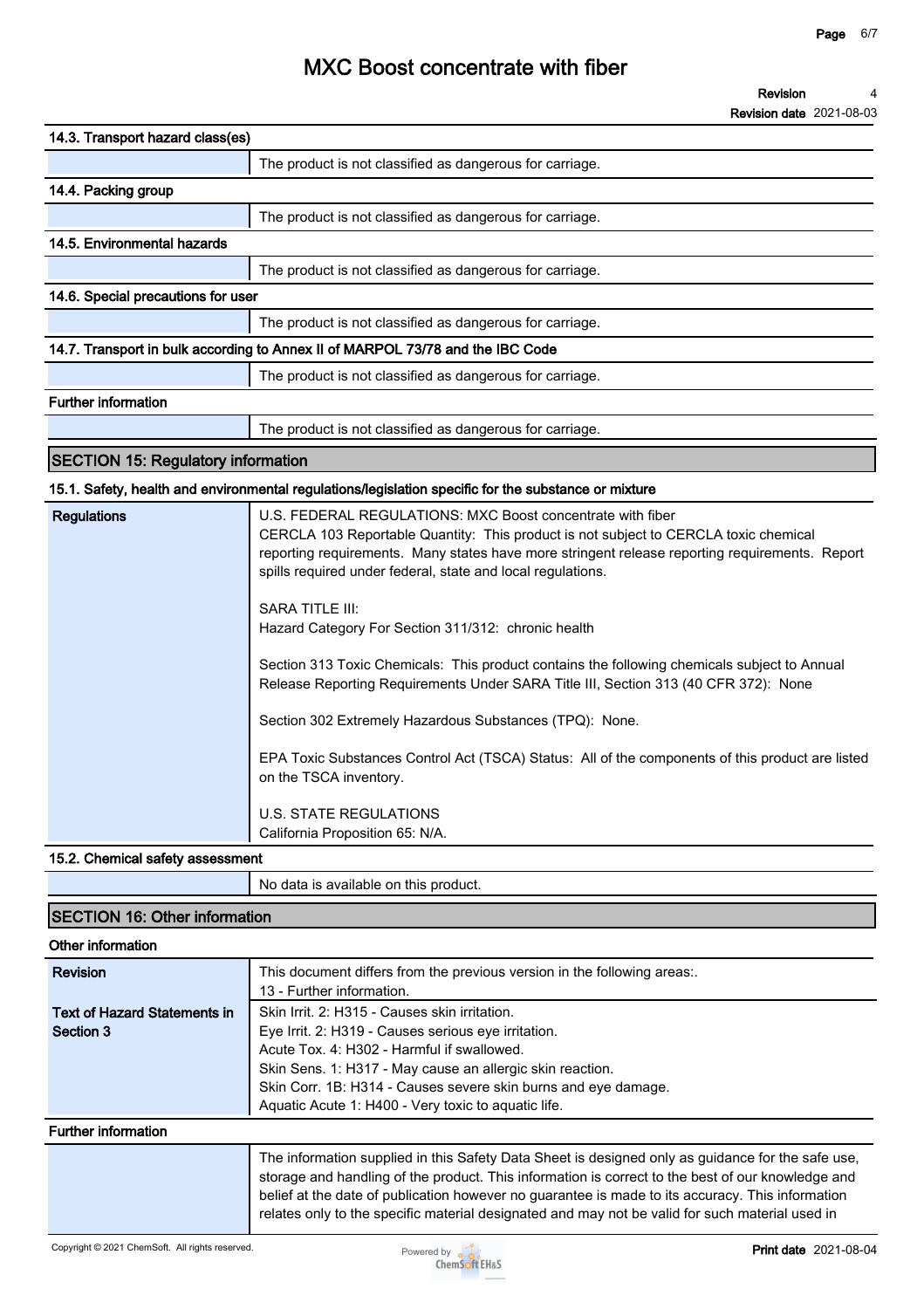### 14.3. Transport hazard class(es)

| | |
|---|---|
| | The product is not classified as dangerous for carriage. |

### 14.4. Packing group

| | |
|---|---|
| | The product is not classified as dangerous for carriage. |

### 14.5. Environmental hazards

| | |
|---|---|
| | The product is not classified as dangerous for carriage. |

### 14.6. Special precautions for user

| | |
|---|---|
| | The product is not classified as dangerous for carriage. |

### 14.7. Transport in bulk according to Annex II of MARPOL 73/78 and the IBC Code

| | |
|---|---|
| | The product is not classified as dangerous for carriage. |

### Further information

| | |
|---|---|
| | The product is not classified as dangerous for carriage. |

## SECTION 15: Regulatory information

### 15.1. Safety, health and environmental regulations/legislation specific for the substance or mixture

| | |
|---|---|
| **Regulations** | U.S. FEDERAL REGULATIONS: MXC Boost concentrate with fiber<br>CERCLA 103 Reportable Quantity: This product is not subject to CERCLA toxic chemical reporting requirements. Many states have more stringent release reporting requirements. Report spills required under federal, state and local regulations.<br><br>SARA TITLE III:<br>Hazard Category For Section 311/312: chronic health<br><br>Section 313 Toxic Chemicals: This product contains the following chemicals subject to Annual Release Reporting Requirements Under SARA Title III, Section 313 (40 CFR 372): None<br><br>Section 302 Extremely Hazardous Substances (TPQ): None.<br><br>EPA Toxic Substances Control Act (TSCA) Status: All of the components of this product are listed on the TSCA inventory.<br><br>U.S. STATE REGULATIONS<br>California Proposition 65: N/A. |

### 15.2. Chemical safety assessment

| | |
|---|---|
| | No data is available on this product. |

## SECTION 16: Other information

### Other information

| | |
|---|---|
| **Revision** | This document differs from the previous version in the following areas:.<br>13 - Further information. |
| **Text of Hazard Statements in Section 3** | Skin Irrit. 2: H315 - Causes skin irritation.<br>Eye Irrit. 2: H319 - Causes serious eye irritation.<br>Acute Tox. 4: H302 - Harmful if swallowed.<br>Skin Sens. 1: H317 - May cause an allergic skin reaction.<br>Skin Corr. 1B: H314 - Causes severe skin burns and eye damage.<br>Aquatic Acute 1: H400 - Very toxic to aquatic life. |

### Further information

| | |
|---|---|
| | The information supplied in this Safety Data Sheet is designed only as guidance for the safe use, storage and handling of the product. This information is correct to the best of our knowledge and belief at the date of publication however no guarantee is made to its accuracy. This information relates only to the specific material designated and may not be valid for such material used in |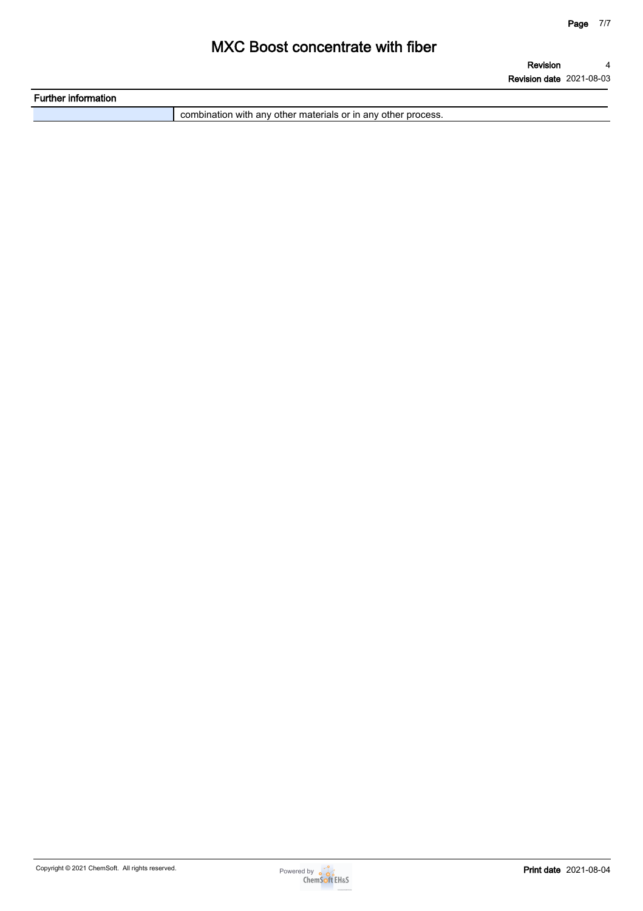## Further information

| | |
|---|---|
| | combination with any other materials or in any other process. |